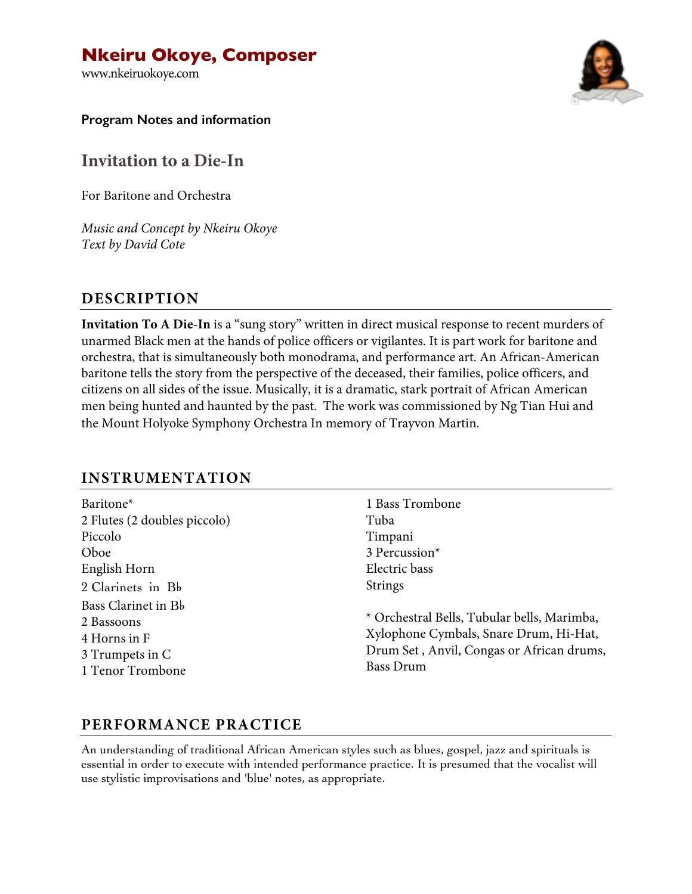# Nkeiru Okoye, Composer

www.nkeiruokoye.com

**Program Notes and information**

## Invitation to a Die-In

For Baritone and Orchestra

*Music and Concept by Nkeiru Okoye*
*Text by David Cote*

## DESCRIPTION

**Invitation To A Die-In** is a "sung story" written in direct musical response to recent murders of unarmed Black men at the hands of police officers or vigilantes. It is part work for baritone and orchestra, that is simultaneously both monodrama, and performance art. An African-American baritone tells the story from the perspective of the deceased, their families, police officers, and citizens on all sides of the issue. Musically, it is a dramatic, stark portrait of African American men being hunted and haunted by the past. The work was commissioned by Ng Tian Hui and the Mount Holyoke Symphony Orchestra In memory of Trayvon Martin.

## INSTRUMENTATION

Baritone*
2 Flutes (2 doubles piccolo)
Piccolo
Oboe
English Horn
2 Clarinets in B♭
Bass Clarinet in B♭
2 Bassoons
4 Horns in F
3 Trumpets in C
1 Tenor Trombone
1 Bass Trombone
Tuba
Timpani
3 Percussion*
Electric bass
Strings

* Orchestral Bells, Tubular bells, Marimba, Xylophone Cymbals, Snare Drum, Hi-Hat, Drum Set , Anvil, Congas or African drums, Bass Drum

## PERFORMANCE PRACTICE

An understanding of traditional African American styles such as blues, gospel, jazz and spirituals is essential in order to execute with intended performance practice. It is presumed that the vocalist will use stylistic improvisations and 'blue' notes, as appropriate.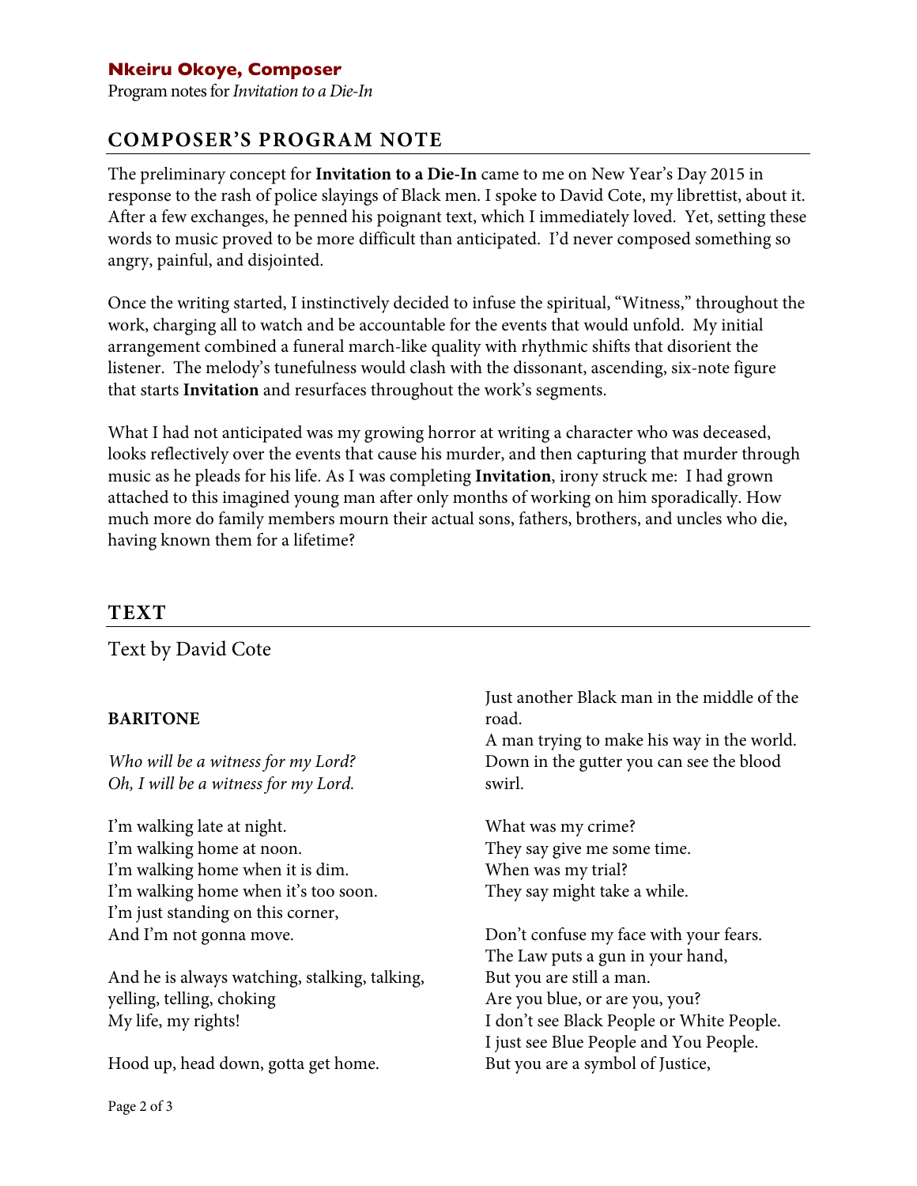**Nkeiru Okoye, Composer**
Program notes for *Invitation to a Die-In*

## COMPOSER'S PROGRAM NOTE

The preliminary concept for **Invitation to a Die-In** came to me on New Year's Day 2015 in response to the rash of police slayings of Black men. I spoke to David Cote, my librettist, about it. After a few exchanges, he penned his poignant text, which I immediately loved. Yet, setting these words to music proved to be more difficult than anticipated. I'd never composed something so angry, painful, and disjointed.

Once the writing started, I instinctively decided to infuse the spiritual, "Witness," throughout the work, charging all to watch and be accountable for the events that would unfold. My initial arrangement combined a funeral march-like quality with rhythmic shifts that disorient the listener. The melody's tunefulness would clash with the dissonant, ascending, six-note figure that starts **Invitation** and resurfaces throughout the work's segments.

What I had not anticipated was my growing horror at writing a character who was deceased, looks reflectively over the events that cause his murder, and then capturing that murder through music as he pleads for his life. As I was completing **Invitation**, irony struck me: I had grown attached to this imagined young man after only months of working on him sporadically. How much more do family members mourn their actual sons, fathers, brothers, and uncles who die, having known them for a lifetime?

## TEXT

Text by David Cote

**BARITONE**

*Who will be a witness for my Lord?*
*Oh, I will be a witness for my Lord.*

I'm walking late at night.
I'm walking home at noon.
I'm walking home when it is dim.
I'm walking home when it's too soon.
I'm just standing on this corner,
And I'm not gonna move.

And he is always watching, stalking, talking, yelling, telling, choking
My life, my rights!

Hood up, head down, gotta get home.
Just another Black man in the middle of the road.
A man trying to make his way in the world.
Down in the gutter you can see the blood swirl.

What was my crime?
They say give me some time.
When was my trial?
They say might take a while.

Don't confuse my face with your fears.
The Law puts a gun in your hand,
But you are still a man.
Are you blue, or are you, you?
I don't see Black People or White People.
I just see Blue People and You People.
But you are a symbol of Justice,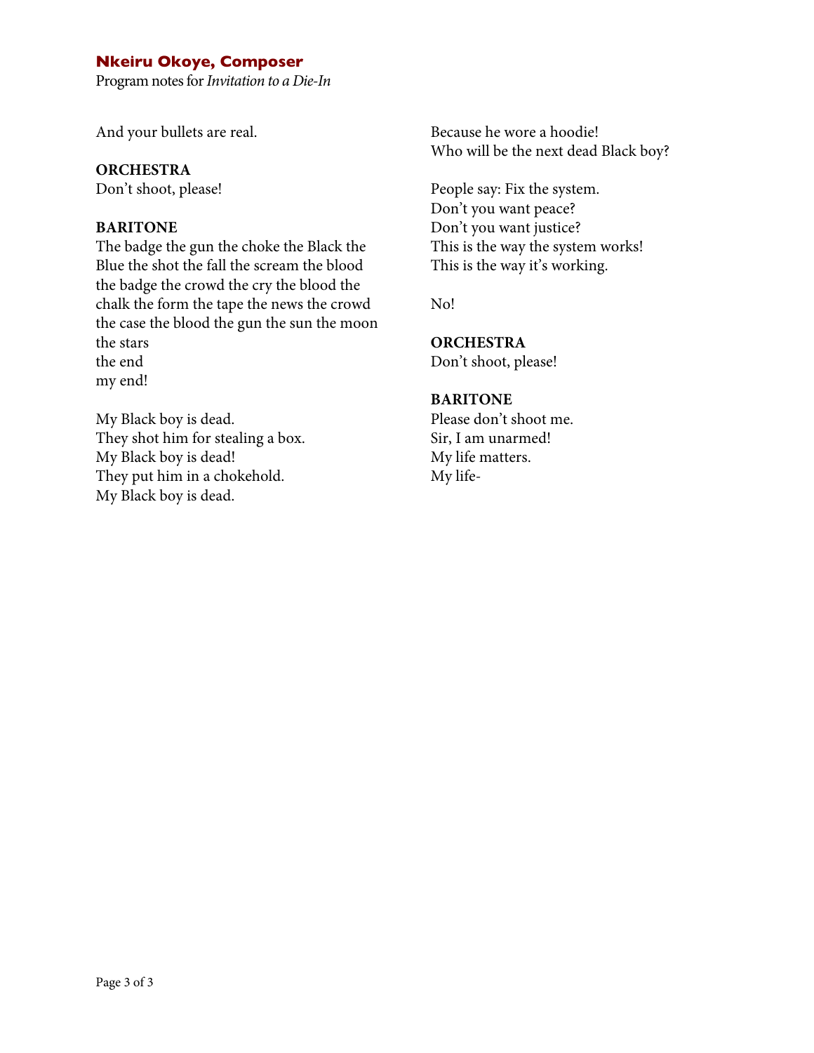And your bullets are real.

**ORCHESTRA**
Don't shoot, please!

**BARITONE**
The badge the gun the choke the Black the Blue the shot the fall the scream the blood the badge the crowd the cry the blood the chalk the form the tape the news the crowd the case the blood the gun the sun the moon the stars
the end
my end!

My Black boy is dead.
They shot him for stealing a box.
My Black boy is dead!
They put him in a chokehold.
My Black boy is dead.
Because he wore a hoodie!
Who will be the next dead Black boy?

People say: Fix the system.
Don't you want peace?
Don't you want justice?
This is the way the system works!
This is the way it's working.

No!

**ORCHESTRA**
Don't shoot, please!

**BARITONE**
Please don't shoot me.
Sir, I am unarmed!
My life matters.
My life-